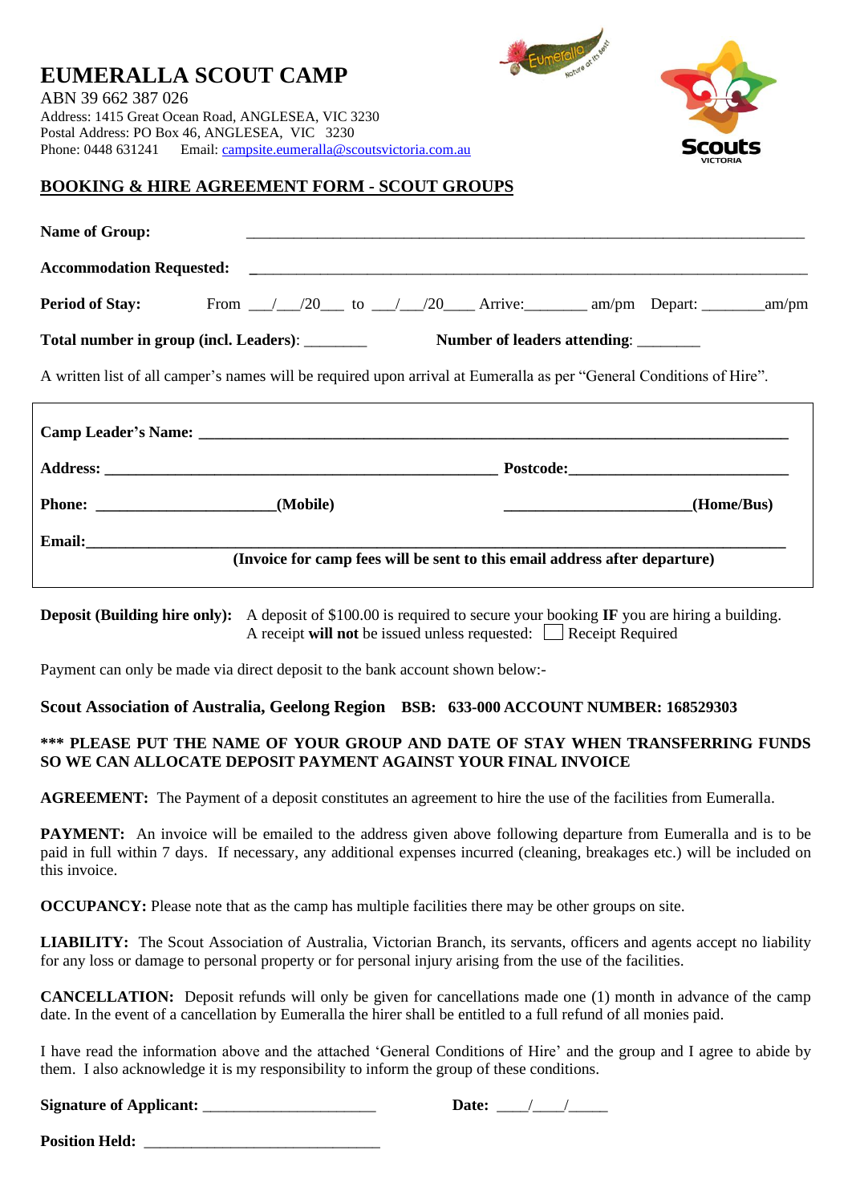# EUMERALLA SCOUT CAMP

ABN 39 662 387 026
Address: 1415 Great Ocean Road, ANGLESEA, VIC 3230
Postal Address: PO Box 46, ANGLESEA, VIC 3230
Phone: 0448 631241 Email: campsite.eumeralla@scoutsvictoria.com.au

## BOOKING & HIRE AGREEMENT FORM - SCOUT GROUPS

**Name of Group:** ___________________________________________________________________________

**Accommodation Requested:** ___________________________________________________________________________

**Period of Stay:** From ___/___/20___ to ___/___/20____ Arrive:________ am/pm Depart: ________am/pm

**Total number in group (incl. Leaders)**: ________ **Number of leaders attending**: ________

A written list of all camper's names will be required upon arrival at Eumeralla as per "General Conditions of Hire".

**Camp Leader's Name: ___________________________________________________________________________**

**Address: _____________________________________________________ Postcode:______________________________**

**Phone: ______________________(Mobile) ________________________(Home/Bus)**

**Email:_______________________________________________________________________________________**

**(Invoice for camp fees will be sent to this email address after departure)**

**Deposit (Building hire only):** A deposit of $100.00 is required to secure your booking **IF** you are hiring a building. A receipt **will not** be issued unless requested: ☐ Receipt Required

Payment can only be made via direct deposit to the bank account shown below:-

**Scout Association of Australia, Geelong Region BSB: 633-000 ACCOUNT NUMBER: 168529303**

**\*\*\* PLEASE PUT THE NAME OF YOUR GROUP AND DATE OF STAY WHEN TRANSFERRING FUNDS SO WE CAN ALLOCATE DEPOSIT PAYMENT AGAINST YOUR FINAL INVOICE**

**AGREEMENT:** The Payment of a deposit constitutes an agreement to hire the use of the facilities from Eumeralla.

**PAYMENT:** An invoice will be emailed to the address given above following departure from Eumeralla and is to be paid in full within 7 days. If necessary, any additional expenses incurred (cleaning, breakages etc.) will be included on this invoice.

**OCCUPANCY:** Please note that as the camp has multiple facilities there may be other groups on site.

**LIABILITY:** The Scout Association of Australia, Victorian Branch, its servants, officers and agents accept no liability for any loss or damage to personal property or for personal injury arising from the use of the facilities.

**CANCELLATION:** Deposit refunds will only be given for cancellations made one (1) month in advance of the camp date. In the event of a cancellation by Eumeralla the hirer shall be entitled to a full refund of all monies paid.

I have read the information above and the attached 'General Conditions of Hire' and the group and I agree to abide by them. I also acknowledge it is my responsibility to inform the group of these conditions.

**Signature of Applicant:** ______________________ **Date:** ____/____/_____

**Position Held:** ______________________________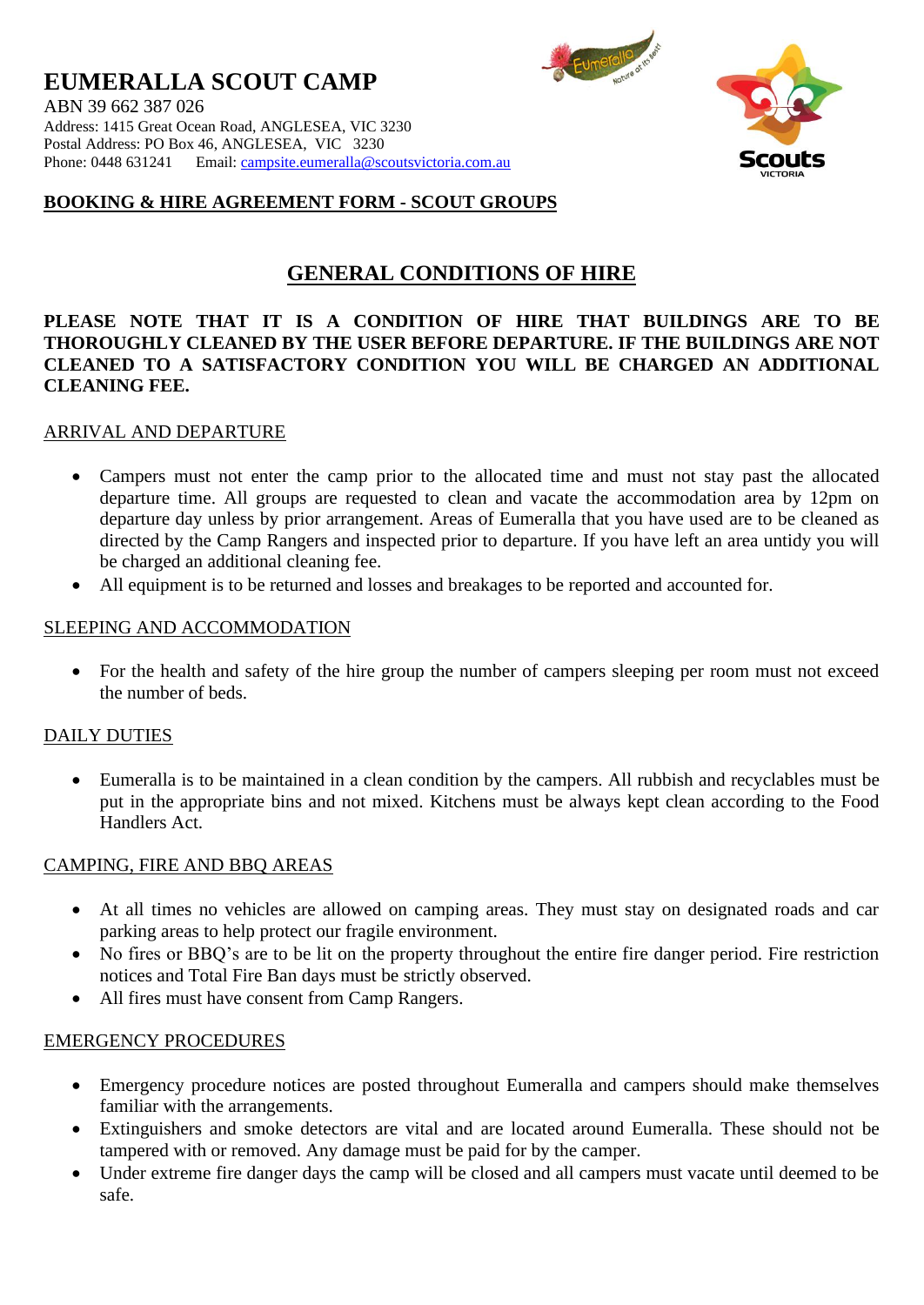# EUMERALLA SCOUT CAMP

ABN 39 662 387 026
Address: 1415 Great Ocean Road, ANGLESEA, VIC 3230
Postal Address: PO Box 46, ANGLESEA, VIC 3230
Phone: 0448 631241 Email: campsite.eumeralla@scoutsvictoria.com.au

**BOOKING & HIRE AGREEMENT FORM - SCOUT GROUPS**

## GENERAL CONDITIONS OF HIRE

**PLEASE NOTE THAT IT IS A CONDITION OF HIRE THAT BUILDINGS ARE TO BE THOROUGHLY CLEANED BY THE USER BEFORE DEPARTURE. IF THE BUILDINGS ARE NOT CLEANED TO A SATISFACTORY CONDITION YOU WILL BE CHARGED AN ADDITIONAL CLEANING FEE.**

### ARRIVAL AND DEPARTURE

- Campers must not enter the camp prior to the allocated time and must not stay past the allocated departure time. All groups are requested to clean and vacate the accommodation area by 12pm on departure day unless by prior arrangement. Areas of Eumeralla that you have used are to be cleaned as directed by the Camp Rangers and inspected prior to departure. If you have left an area untidy you will be charged an additional cleaning fee.
- All equipment is to be returned and losses and breakages to be reported and accounted for.

### SLEEPING AND ACCOMMODATION

- For the health and safety of the hire group the number of campers sleeping per room must not exceed the number of beds.

### DAILY DUTIES

- Eumeralla is to be maintained in a clean condition by the campers. All rubbish and recyclables must be put in the appropriate bins and not mixed. Kitchens must be always kept clean according to the Food Handlers Act.

### CAMPING, FIRE AND BBQ AREAS

- At all times no vehicles are allowed on camping areas. They must stay on designated roads and car parking areas to help protect our fragile environment.
- No fires or BBQ's are to be lit on the property throughout the entire fire danger period. Fire restriction notices and Total Fire Ban days must be strictly observed.
- All fires must have consent from Camp Rangers.

### EMERGENCY PROCEDURES

- Emergency procedure notices are posted throughout Eumeralla and campers should make themselves familiar with the arrangements.
- Extinguishers and smoke detectors are vital and are located around Eumeralla. These should not be tampered with or removed. Any damage must be paid for by the camper.
- Under extreme fire danger days the camp will be closed and all campers must vacate until deemed to be safe.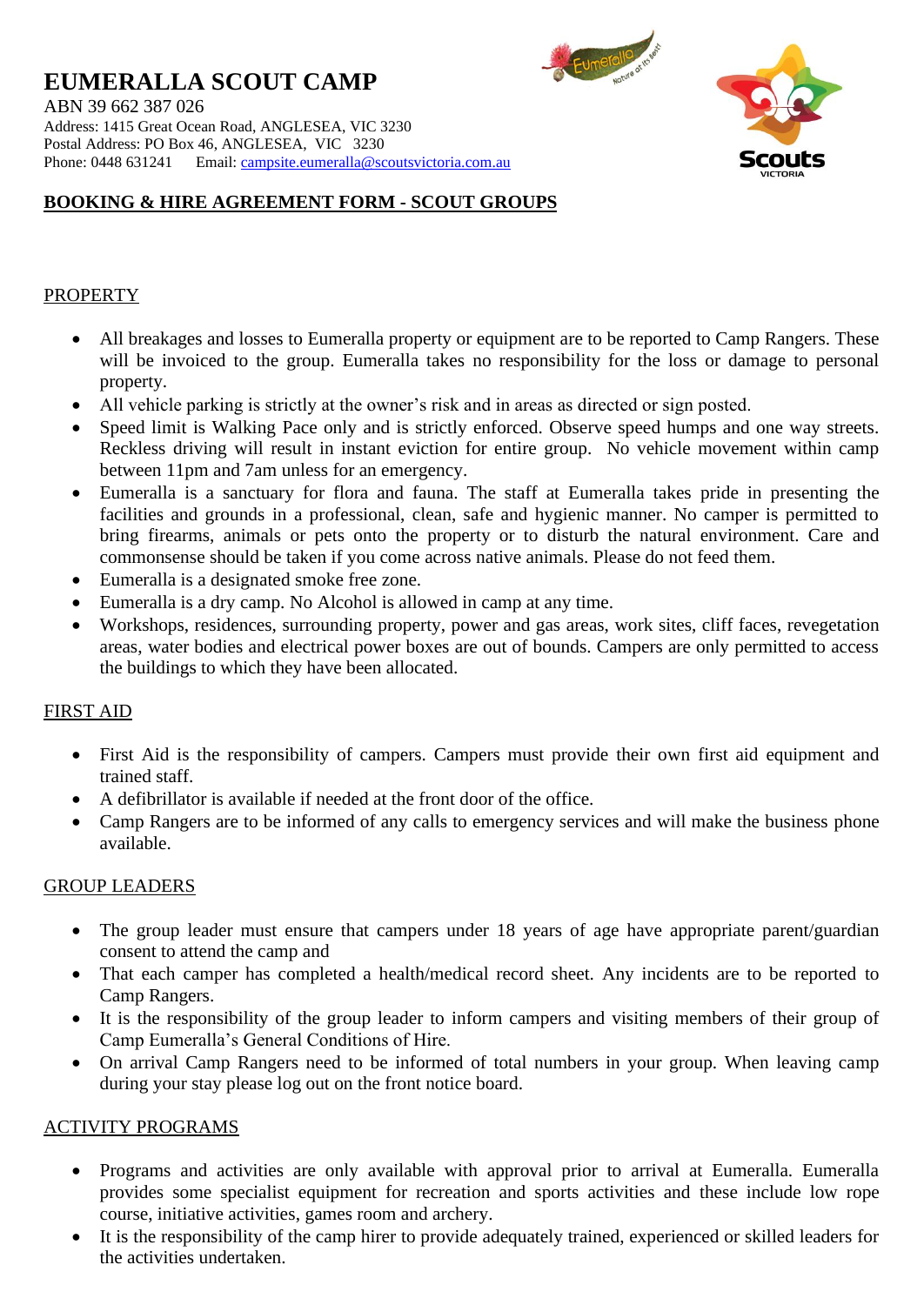# EUMERALLA SCOUT CAMP

ABN 39 662 387 026
Address: 1415 Great Ocean Road, ANGLESEA, VIC 3230
Postal Address: PO Box 46, ANGLESEA, VIC 3230
Phone: 0448 631241 Email: campsite.eumeralla@scoutsvictoria.com.au

## BOOKING & HIRE AGREEMENT FORM - SCOUT GROUPS

### PROPERTY

- All breakages and losses to Eumeralla property or equipment are to be reported to Camp Rangers. These will be invoiced to the group. Eumeralla takes no responsibility for the loss or damage to personal property.
- All vehicle parking is strictly at the owner's risk and in areas as directed or sign posted.
- Speed limit is Walking Pace only and is strictly enforced. Observe speed humps and one way streets. Reckless driving will result in instant eviction for entire group. No vehicle movement within camp between 11pm and 7am unless for an emergency.
- Eumeralla is a sanctuary for flora and fauna. The staff at Eumeralla takes pride in presenting the facilities and grounds in a professional, clean, safe and hygienic manner. No camper is permitted to bring firearms, animals or pets onto the property or to disturb the natural environment. Care and commonsense should be taken if you come across native animals. Please do not feed them.
- Eumeralla is a designated smoke free zone.
- Eumeralla is a dry camp. No Alcohol is allowed in camp at any time.
- Workshops, residences, surrounding property, power and gas areas, work sites, cliff faces, revegetation areas, water bodies and electrical power boxes are out of bounds. Campers are only permitted to access the buildings to which they have been allocated.

### FIRST AID

- First Aid is the responsibility of campers. Campers must provide their own first aid equipment and trained staff.
- A defibrillator is available if needed at the front door of the office.
- Camp Rangers are to be informed of any calls to emergency services and will make the business phone available.

### GROUP LEADERS

- The group leader must ensure that campers under 18 years of age have appropriate parent/guardian consent to attend the camp and
- That each camper has completed a health/medical record sheet. Any incidents are to be reported to Camp Rangers.
- It is the responsibility of the group leader to inform campers and visiting members of their group of Camp Eumeralla's General Conditions of Hire.
- On arrival Camp Rangers need to be informed of total numbers in your group. When leaving camp during your stay please log out on the front notice board.

### ACTIVITY PROGRAMS

- Programs and activities are only available with approval prior to arrival at Eumeralla. Eumeralla provides some specialist equipment for recreation and sports activities and these include low rope course, initiative activities, games room and archery.
- It is the responsibility of the camp hirer to provide adequately trained, experienced or skilled leaders for the activities undertaken.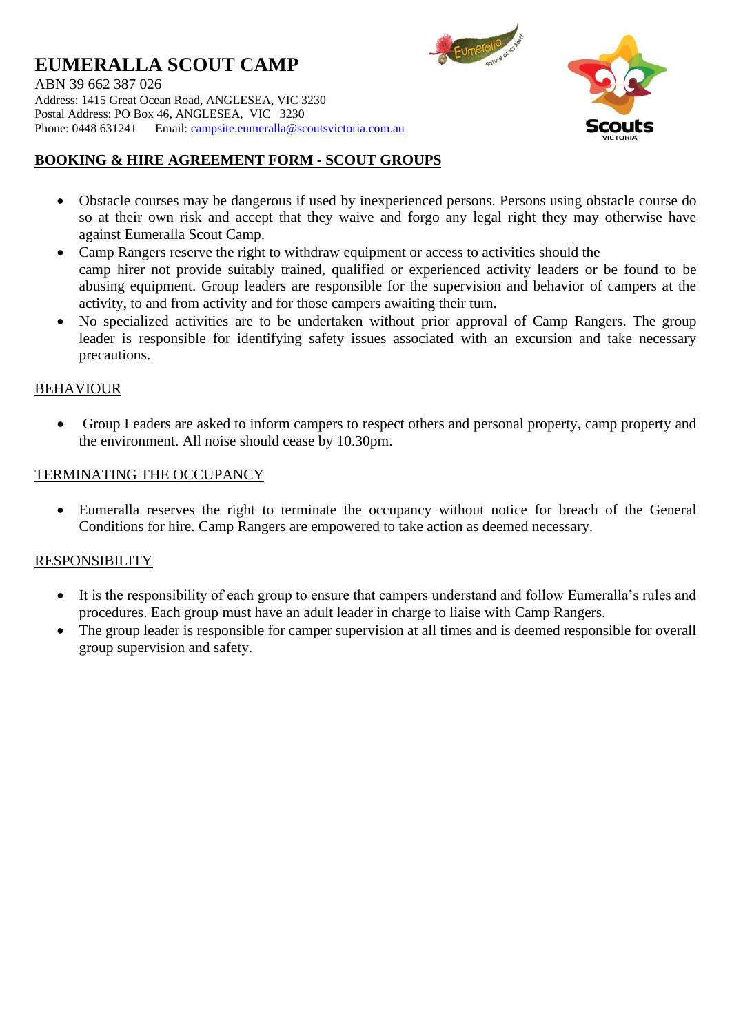# EUMERALLA SCOUT CAMP

ABN 39 662 387 026
Address: 1415 Great Ocean Road, ANGLESEA, VIC 3230
Postal Address: PO Box 46, ANGLESEA, VIC 3230
Phone: 0448 631241 Email: campsite.eumeralla@scoutsvictoria.com.au

## BOOKING & HIRE AGREEMENT FORM - SCOUT GROUPS

- Obstacle courses may be dangerous if used by inexperienced persons. Persons using obstacle course do so at their own risk and accept that they waive and forgo any legal right they may otherwise have against Eumeralla Scout Camp.
- Camp Rangers reserve the right to withdraw equipment or access to activities should the camp hirer not provide suitably trained, qualified or experienced activity leaders or be found to be abusing equipment. Group leaders are responsible for the supervision and behavior of campers at the activity, to and from activity and for those campers awaiting their turn.
- No specialized activities are to be undertaken without prior approval of Camp Rangers. The group leader is responsible for identifying safety issues associated with an excursion and take necessary precautions.

### BEHAVIOUR

- Group Leaders are asked to inform campers to respect others and personal property, camp property and the environment. All noise should cease by 10.30pm.

### TERMINATING THE OCCUPANCY

- Eumeralla reserves the right to terminate the occupancy without notice for breach of the General Conditions for hire. Camp Rangers are empowered to take action as deemed necessary.

### RESPONSIBILITY

- It is the responsibility of each group to ensure that campers understand and follow Eumeralla's rules and procedures. Each group must have an adult leader in charge to liaise with Camp Rangers.
- The group leader is responsible for camper supervision at all times and is deemed responsible for overall group supervision and safety.